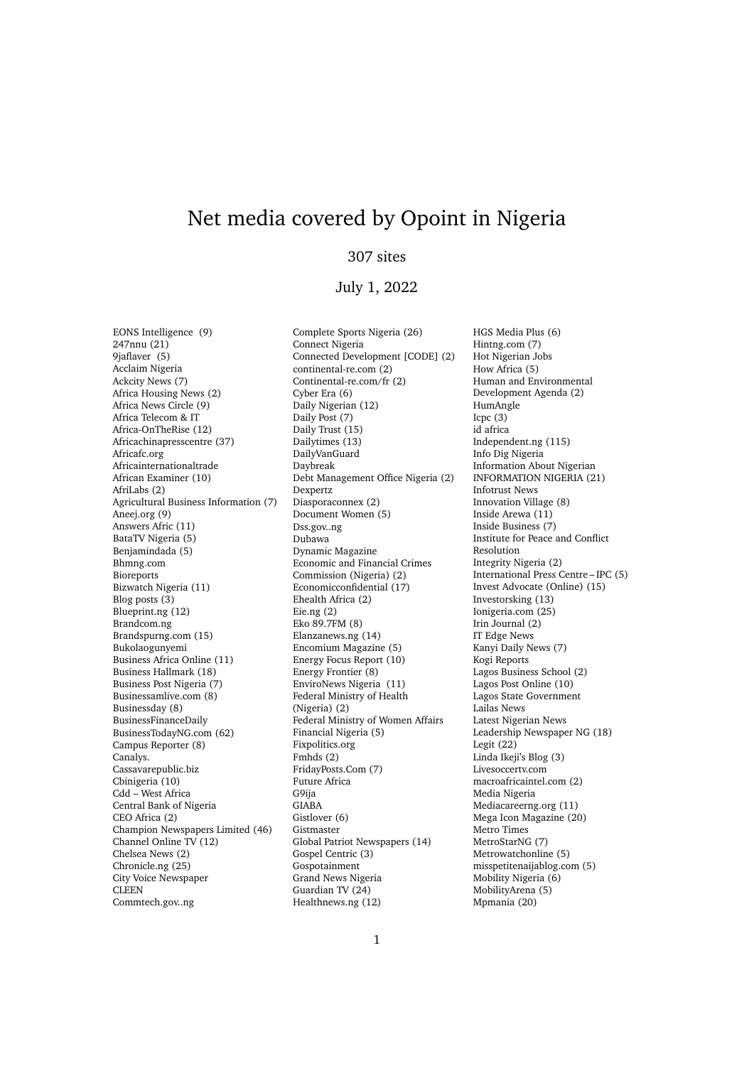# Net media covered by Opoint in Nigeria

307 sites

July 1, 2022

EONS Intelligence (9)
247nnu (21)
9jaflaver (5)
Acclaim Nigeria
Ackcity News (7)
Africa Housing News (2)
Africa News Circle (9)
Africa Telecom & IT
Africa-OnTheRise (12)
Africachinapresscentre (37)
Africafc.org
Africainternationaltrade
African Examiner (10)
AfriLabs (2)
Agricultural Business Information (7)
Aneej.org (9)
Answers Afric (11)
BataTV Nigeria (5)
Benjamindada (5)
Bhmng.com
Bioreports
Bizwatch Nigeria (11)
Blog posts (3)
Blueprint.ng (12)
Brandcom.ng
Brandspurng.com (15)
Bukolaogunyemi
Business Africa Online (11)
Business Hallmark (18)
Business Post Nigeria (7)
Businessamlive.com (8)
Businessday (8)
BusinessFinanceDaily
BusinessTodayNG.com (62)
Campus Reporter (8)
Canalys.
Cassavarepublic.biz
Cbinigeria (10)
Cdd – West Africa
Central Bank of Nigeria
CEO Africa (2)
Champion Newspapers Limited (46)
Channel Online TV (12)
Chelsea News (2)
Chronicle.ng (25)
City Voice Newspaper
CLEEN
Commtech.gov..ng
Complete Sports Nigeria (26)
Connect Nigeria
Connected Development [CODE] (2)
continental-re.com (2)
Continental-re.com/fr (2)
Cyber Era (6)
Daily Nigerian (12)
Daily Post (7)
Daily Trust (15)
Dailytimes (13)
DailyVanGuard
Daybreak
Debt Management Office Nigeria (2)
Dexpertz
Diasporaconnex (2)
Document Women (5)
Dss.gov..ng
Dubawa
Dynamic Magazine
Economic and Financial Crimes Commission (Nigeria) (2)
Economicconfidential (17)
Ehealth Africa (2)
Eie.ng (2)
Eko 89.7FM (8)
Elanzanews.ng (14)
Encomium Magazine (5)
Energy Focus Report (10)
Energy Frontier (8)
EnviroNews Nigeria (11)
Federal Ministry of Health (Nigeria) (2)
Federal Ministry of Women Affairs
Financial Nigeria (5)
Fixpolitics.org
Fmhds (2)
FridayPosts.Com (7)
Future Africa
G9ija
GIABA
Gistlover (6)
Gistmaster
Global Patriot Newspapers (14)
Gospel Centric (3)
Gospotainment
Grand News Nigeria
Guardian TV (24)
Healthnews.ng (12)
HGS Media Plus (6)
Hintng.com (7)
Hot Nigerian Jobs
How Africa (5)
Human and Environmental Development Agenda (2)
HumAngle
Icpc (3)
id africa
Independent.ng (115)
Info Dig Nigeria
Information About Nigerian
INFORMATION NIGERIA (21)
Infotrust News
Innovation Village (8)
Inside Arewa (11)
Inside Business (7)
Institute for Peace and Conflict Resolution
Integrity Nigeria (2)
International Press Centre – IPC (5)
Invest Advocate (Online) (15)
Investorsking (13)
Ionigeria.com (25)
Irin Journal (2)
IT Edge News
Kanyi Daily News (7)
Kogi Reports
Lagos Business School (2)
Lagos Post Online (10)
Lagos State Government
Lailas News
Latest Nigerian News
Leadership Newspaper NG (18)
Legit (22)
Linda Ikeji's Blog (3)
Livesoccertv.com
macroafricaintel.com (2)
Media Nigeria
Mediacareerng.org (11)
Mega Icon Magazine (20)
Metro Times
MetroStarNG (7)
Metrowatchonline (5)
misspetitenaijablog.com (5)
Mobility Nigeria (6)
MobilityArena (5)
Mpmania (20)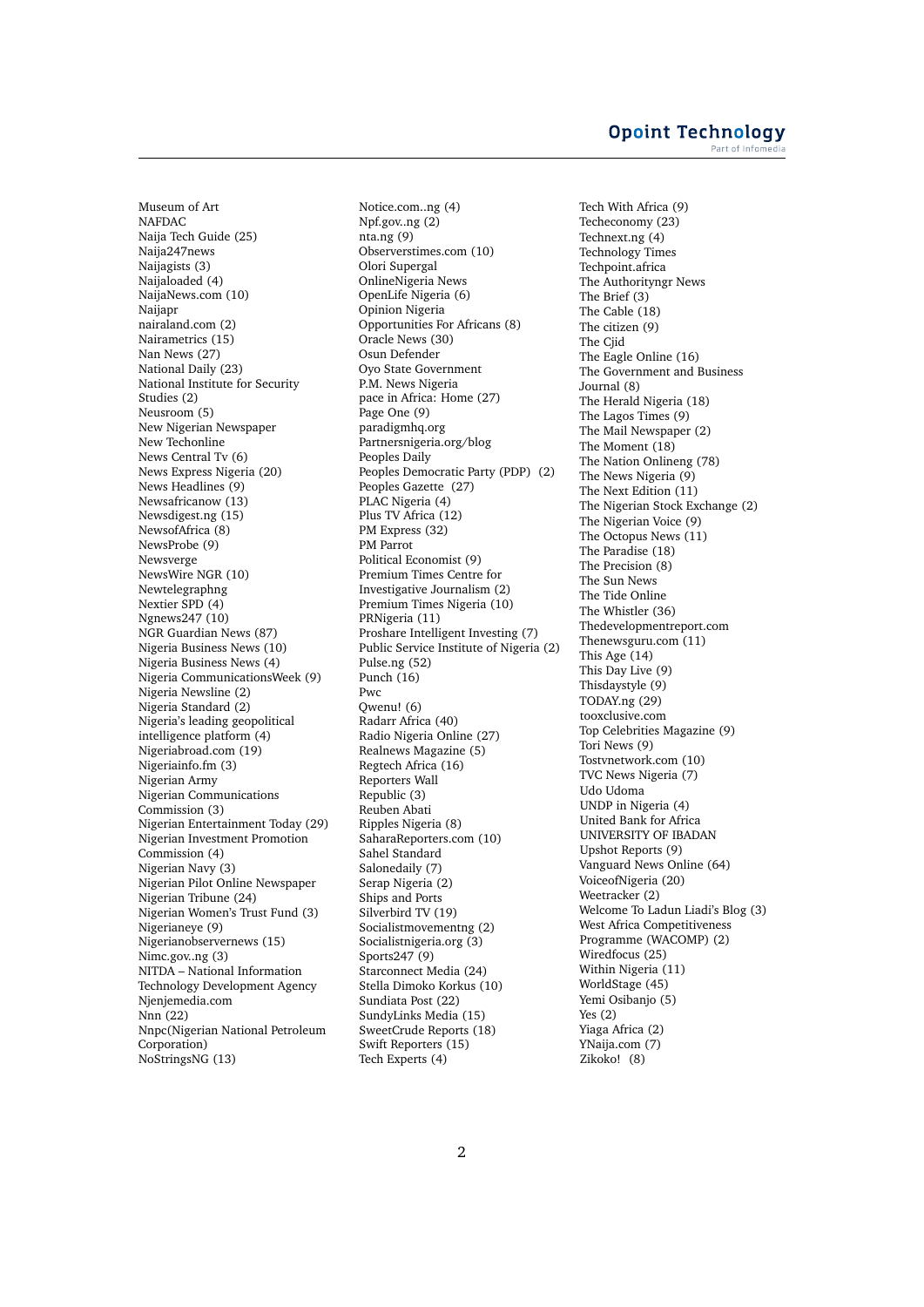Museum of Art
NAFDAC
Naija Tech Guide (25)
Naija247news
Naijagists (3)
Naijaloaded (4)
NaijaNews.com (10)
Naijapr
nairaland.com (2)
Nairametrics (15)
Nan News (27)
National Daily (23)
National Institute for Security Studies (2)
Neusroom (5)
New Nigerian Newspaper
New Techonline
News Central Tv (6)
News Express Nigeria (20)
News Headlines (9)
Newsafricanow (13)
Newsdigest.ng (15)
NewsofAfrica (8)
NewsProbe (9)
Newsverge
NewsWire NGR (10)
Newtelegraphng
Nextier SPD (4)
Ngnews247 (10)
NGR Guardian News (87)
Nigeria Business News (10)
Nigeria Business News (4)
Nigeria CommunicationsWeek (9)
Nigeria Newsline (2)
Nigeria Standard (2)
Nigeria's leading geopolitical intelligence platform (4)
Nigeriabroad.com (19)
Nigeriainfo.fm (3)
Nigerian Army
Nigerian Communications Commission (3)
Nigerian Entertainment Today (29)
Nigerian Investment Promotion Commission (4)
Nigerian Navy (3)
Nigerian Pilot Online Newspaper
Nigerian Tribune (24)
Nigerian Women's Trust Fund (3)
Nigerianeye (9)
Nigerianobservernews (15)
Nimc.gov..ng (3)
NITDA – National Information Technology Development Agency
Njenjemedia.com
Nnn (22)
Nnpc(Nigerian National Petroleum Corporation)
NoStringsNG (13)
Notice.com..ng (4)
Npf.gov..ng (2)
nta.ng (9)
Observerstimes.com (10)
Olori Supergal
OnlineNigeria News
OpenLife Nigeria (6)
Opinion Nigeria
Opportunities For Africans (8)
Oracle News (30)
Osun Defender
Oyo State Government
P.M. News Nigeria
pace in Africa: Home (27)
Page One (9)
paradigmhq.org
Partnersnigeria.org/blog
Peoples Daily
Peoples Democratic Party (PDP) (2)
Peoples Gazette (27)
PLAC Nigeria (4)
Plus TV Africa (12)
PM Express (32)
PM Parrot
Political Economist (9)
Premium Times Centre for Investigative Journalism (2)
Premium Times Nigeria (10)
PRNigeria (11)
Proshare Intelligent Investing (7)
Public Service Institute of Nigeria (2)
Pulse.ng (52)
Punch (16)
Pwc
Qwenu! (6)
Radarr Africa (40)
Radio Nigeria Online (27)
Realnews Magazine (5)
Regtech Africa (16)
Reporters Wall
Republic (3)
Reuben Abati
Ripples Nigeria (8)
SaharaReporters.com (10)
Sahel Standard
Salonedaily (7)
Serap Nigeria (2)
Ships and Ports
Silverbird TV (19)
Socialistmovementng (2)
Socialistnigeria.org (3)
Sports247 (9)
Starconnect Media (24)
Stella Dimoko Korkus (10)
Sundiata Post (22)
SundyLinks Media (15)
SweetCrude Reports (18)
Swift Reporters (15)
Tech Experts (4)
Tech With Africa (9)
Techeconomy (23)
Technext.ng (4)
Technology Times
Techpoint.africa
The Authorityngr News
The Brief (3)
The Cable (18)
The citizen (9)
The Cjid
The Eagle Online (16)
The Government and Business Journal (8)
The Herald Nigeria (18)
The Lagos Times (9)
The Mail Newspaper (2)
The Moment (18)
The Nation Onlineng (78)
The News Nigeria (9)
The Next Edition (11)
The Nigerian Stock Exchange (2)
The Nigerian Voice (9)
The Octopus News (11)
The Paradise (18)
The Precision (8)
The Sun News
The Tide Online
The Whistler (36)
Thedevelopmentreport.com
Thenewsguru.com (11)
This Age (14)
This Day Live (9)
Thisdaystyle (9)
TODAY.ng (29)
tooxclusive.com
Top Celebrities Magazine (9)
Tori News (9)
Tostvnetwork.com (10)
TVC News Nigeria (7)
Udo Udoma
UNDP in Nigeria (4)
United Bank for Africa
UNIVERSITY OF IBADAN
Upshot Reports (9)
Vanguard News Online (64)
VoiceofNigeria (20)
Weetracker (2)
Welcome To Ladun Liadi's Blog (3)
West Africa Competitiveness Programme (WACOMP) (2)
Wiredfocus (25)
Within Nigeria (11)
WorldStage (45)
Yemi Osibanjo (5)
Yes (2)
Yiaga Africa (2)
YNaija.com (7)
Zikoko! (8)